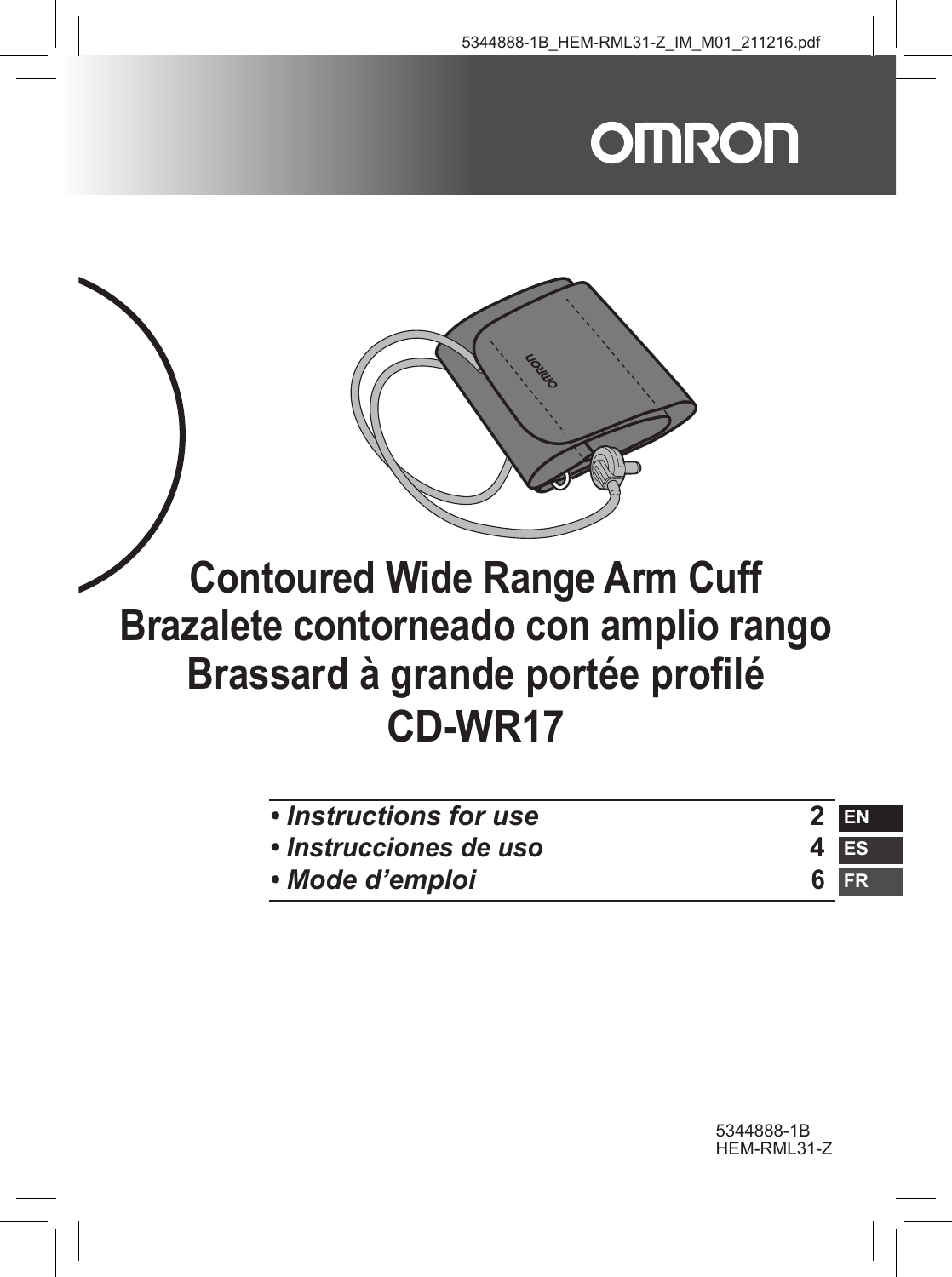5344888-1B_HEM-RML31-Z_IM_M01_211216.pdf

OMRON

# Contoured Wide Range Arm Cuff
# Brazalete contorneado con amplio rango
# Brassard à grande portée profilé
# CD-WR17

| | | |
|---|---|---|
| *• Instructions for use* | **2** | EN |
| *• Instrucciones de uso* | **4** | ES |
| *• Mode d’emploi* | **6** | FR |

5344888-1B
HEM-RML31-Z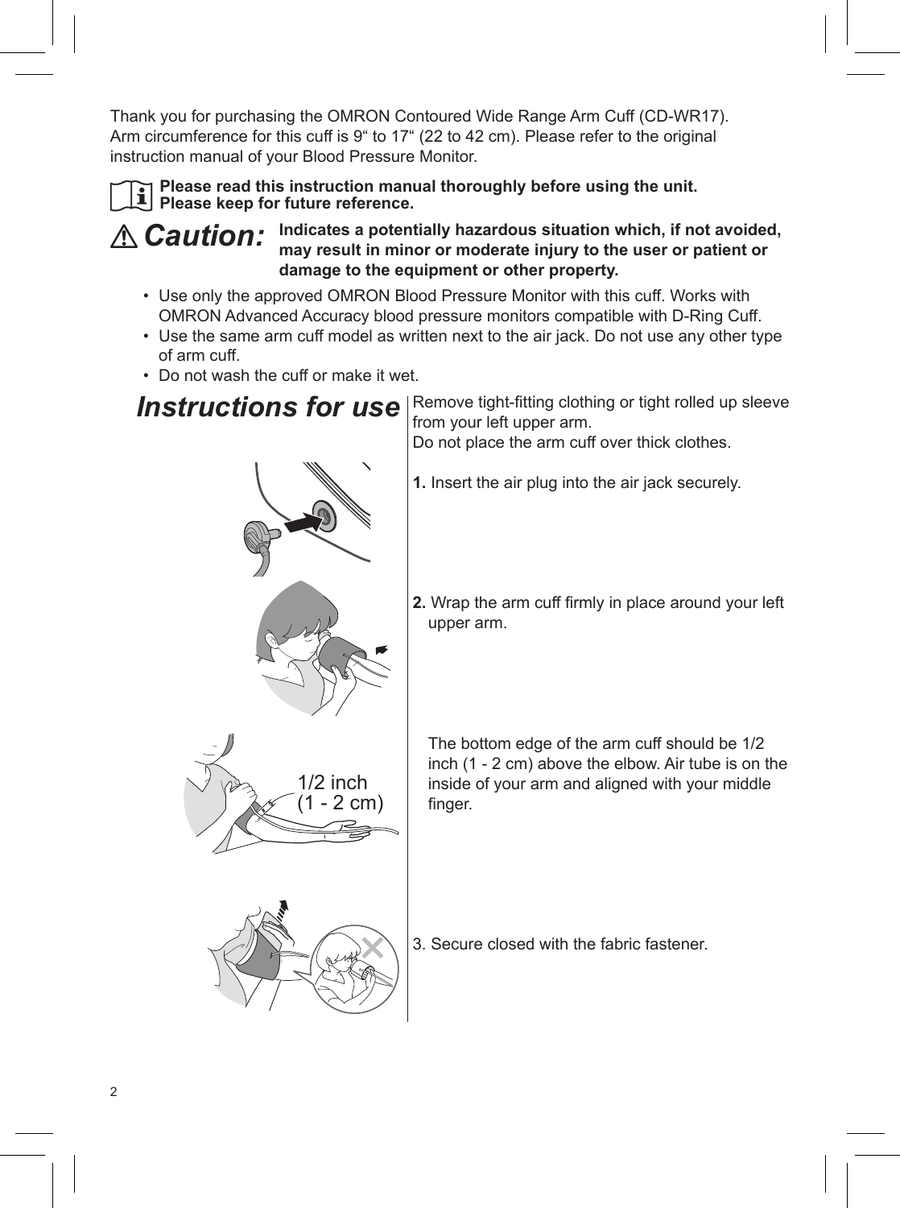Thank you for purchasing the OMRON Contoured Wide Range Arm Cuff (CD-WR17).
Arm circumference for this cuff is 9“ to 17“ (22 to 42 cm). Please refer to the original instruction manual of your Blood Pressure Monitor.

**Please read this instruction manual thoroughly before using the unit.**
**Please keep for future reference.**

***Caution:*** **Indicates a potentially hazardous situation which, if not avoided, may result in minor or moderate injury to the user or patient or damage to the equipment or other property.**

- Use only the approved OMRON Blood Pressure Monitor with this cuff. Works with OMRON Advanced Accuracy blood pressure monitors compatible with D-Ring Cuff.
- Use the same arm cuff model as written next to the air jack. Do not use any other type of arm cuff.
- Do not wash the cuff or make it wet.

## *Instructions for use*

Remove tight-fitting clothing or tight rolled up sleeve from your left upper arm.
Do not place the arm cuff over thick clothes.

**1.** Insert the air plug into the air jack securely.

**2.** Wrap the arm cuff firmly in place around your left upper arm.

The bottom edge of the arm cuff should be 1/2 inch (1 - 2 cm) above the elbow. Air tube is on the inside of your arm and aligned with your middle finger.

1/2 inch
(1 - 2 cm)

3. Secure closed with the fabric fastener.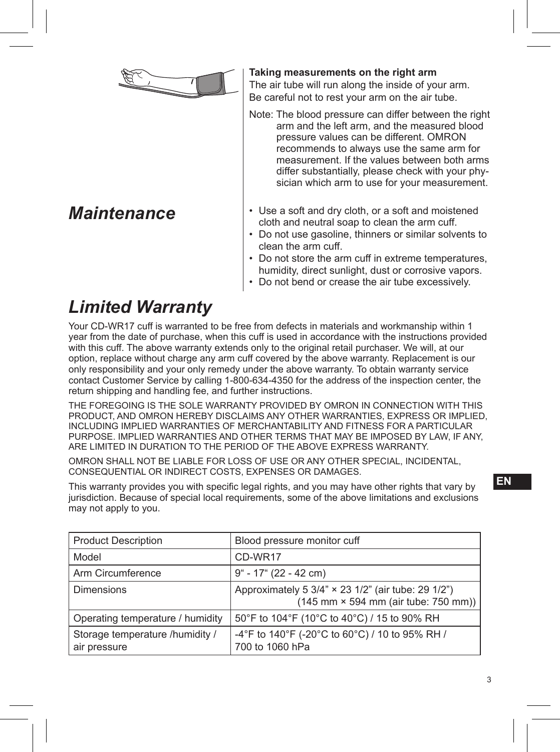**Taking measurements on the right arm**

The air tube will run along the inside of your arm.
Be careful not to rest your arm on the air tube.

Note: The blood pressure can differ between the right arm and the left arm, and the measured blood pressure values can be different. OMRON recommends to always use the same arm for measurement. If the values between both arms differ substantially, please check with your physician which arm to use for your measurement.

# *Maintenance*

- Use a soft and dry cloth, or a soft and moistened cloth and neutral soap to clean the arm cuff.
- Do not use gasoline, thinners or similar solvents to clean the arm cuff.
- Do not store the arm cuff in extreme temperatures, humidity, direct sunlight, dust or corrosive vapors.
- Do not bend or crease the air tube excessively.

# *Limited Warranty*

Your CD-WR17 cuff is warranted to be free from defects in materials and workmanship within 1 year from the date of purchase, when this cuff is used in accordance with the instructions provided with this cuff. The above warranty extends only to the original retail purchaser. We will, at our option, replace without charge any arm cuff covered by the above warranty. Replacement is our only responsibility and your only remedy under the above warranty. To obtain warranty service contact Customer Service by calling 1-800-634-4350 for the address of the inspection center, the return shipping and handling fee, and further instructions.

THE FOREGOING IS THE SOLE WARRANTY PROVIDED BY OMRON IN CONNECTION WITH THIS PRODUCT, AND OMRON HEREBY DISCLAIMS ANY OTHER WARRANTIES, EXPRESS OR IMPLIED, INCLUDING IMPLIED WARRANTIES OF MERCHANTABILITY AND FITNESS FOR A PARTICULAR PURPOSE. IMPLIED WARRANTIES AND OTHER TERMS THAT MAY BE IMPOSED BY LAW, IF ANY, ARE LIMITED IN DURATION TO THE PERIOD OF THE ABOVE EXPRESS WARRANTY.

OMRON SHALL NOT BE LIABLE FOR LOSS OF USE OR ANY OTHER SPECIAL, INCIDENTAL, CONSEQUENTIAL OR INDIRECT COSTS, EXPENSES OR DAMAGES.

This warranty provides you with specific legal rights, and you may have other rights that vary by jurisdiction. Because of special local requirements, some of the above limitations and exclusions may not apply to you.

| Product Description | Blood pressure monitor cuff |
|---|---|
| Model | CD-WR17 |
| Arm Circumference | 9“ - 17“ (22 - 42 cm) |
| Dimensions | Approximately 5 3/4” × 23 1/2” (air tube: 29 1/2”) (145 mm × 594 mm (air tube: 750 mm)) |
| Operating temperature / humidity | 50°F to 104°F (10°C to 40°C) / 15 to 90% RH |
| Storage temperature /humidity / air pressure | -4°F to 140°F (-20°C to 60°C) / 10 to 95% RH / 700 to 1060 hPa |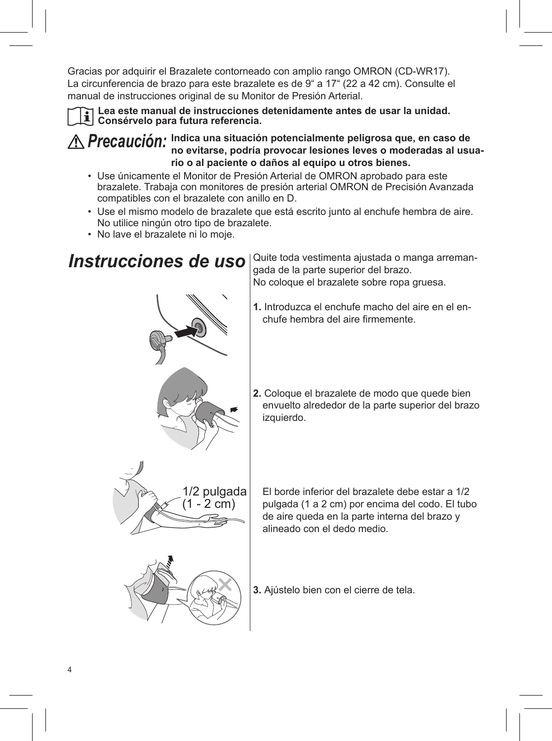Gracias por adquirir el Brazalete contorneado con amplio rango OMRON (CD-WR17).
La circunferencia de brazo para este brazalete es de 9“ a 17“ (22 a 42 cm). Consulte el manual de instrucciones original de su Monitor de Presión Arterial.

**Lea este manual de instrucciones detenidamente antes de usar la unidad. Consérvelo para futura referencia.**

***Precaución:*** **Indica una situación potencialmente peligrosa que, en caso de no evitarse, podría provocar lesiones leves o moderadas al usuario o al paciente o daños al equipo u otros bienes.**

- Use únicamente el Monitor de Presión Arterial de OMRON aprobado para este brazalete. Trabaja con monitores de presión arterial OMRON de Precisión Avanzada compatibles con el brazalete con anillo en D.
- Use el mismo modelo de brazalete que está escrito junto al enchufe hembra de aire. No utilice ningún otro tipo de brazalete.
- No lave el brazalete ni lo moje.

## *Instrucciones de uso*

Quite toda vestimenta ajustada o manga arremangada de la parte superior del brazo.
No coloque el brazalete sobre ropa gruesa.

**1.** Introduzca el enchufe macho del aire en el enchufe hembra del aire firmemente.

**2.** Coloque el brazalete de modo que quede bien envuelto alrededor de la parte superior del brazo izquierdo.

1/2 pulgada (1 - 2 cm)

El borde inferior del brazalete debe estar a 1/2 pulgada (1 a 2 cm) por encima del codo. El tubo de aire queda en la parte interna del brazo y alineado con el dedo medio.

**3.** Ajústelo bien con el cierre de tela.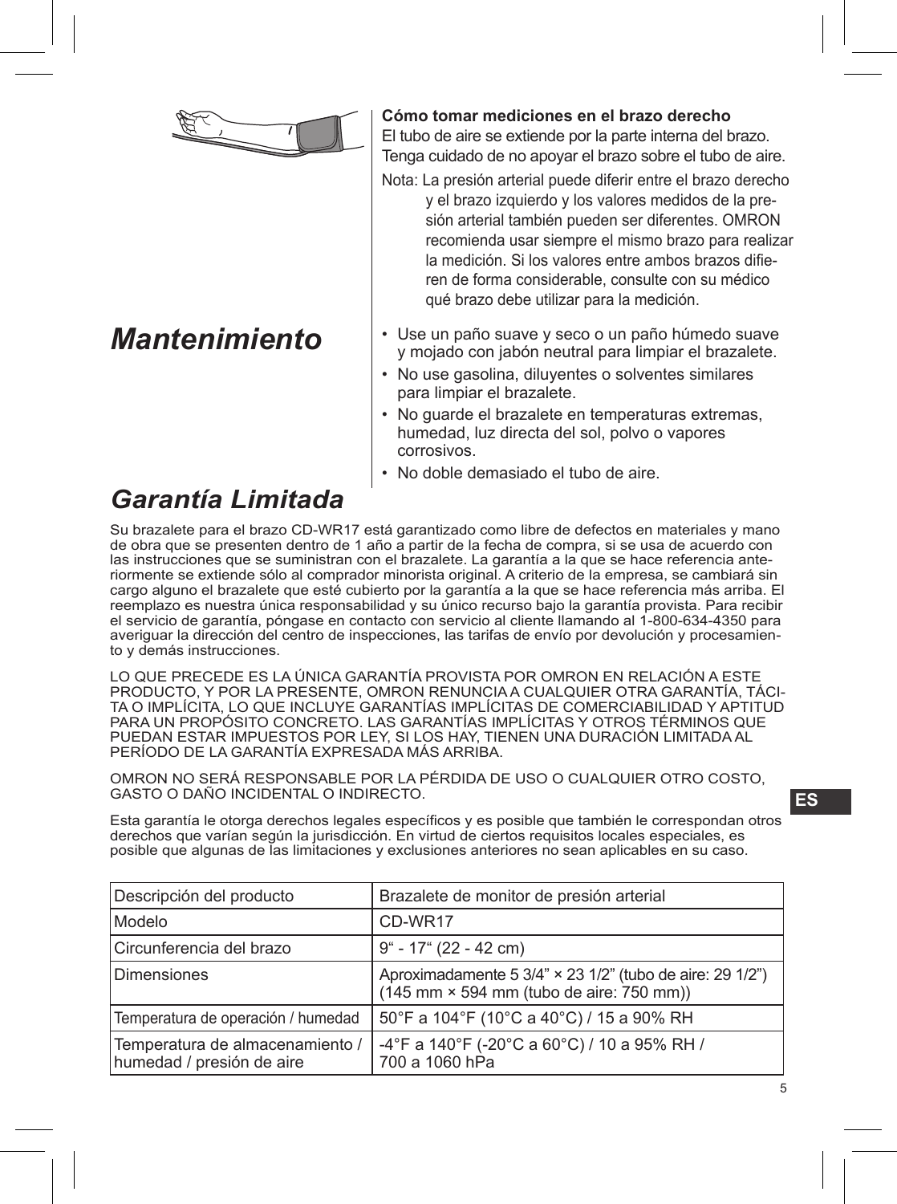**Cómo tomar mediciones en el brazo derecho**
El tubo de aire se extiende por la parte interna del brazo. Tenga cuidado de no apoyar el brazo sobre el tubo de aire.

Nota: La presión arterial puede diferir entre el brazo derecho y el brazo izquierdo y los valores medidos de la presión arterial también pueden ser diferentes. OMRON recomienda usar siempre el mismo brazo para realizar la medición. Si los valores entre ambos brazos difieren de forma considerable, consulte con su médico qué brazo debe utilizar para la medición.

# *Mantenimiento*

- Use un paño suave y seco o un paño húmedo suave y mojado con jabón neutral para limpiar el brazalete.
- No use gasolina, diluyentes o solventes similares para limpiar el brazalete.
- No guarde el brazalete en temperaturas extremas, humedad, luz directa del sol, polvo o vapores corrosivos.
- No doble demasiado el tubo de aire.

# *Garantía Limitada*

Su brazalete para el brazo CD-WR17 está garantizado como libre de defectos en materiales y mano de obra que se presenten dentro de 1 año a partir de la fecha de compra, si se usa de acuerdo con las instrucciones que se suministran con el brazalete. La garantía a la que se hace referencia anteriormente se extiende sólo al comprador minorista original. A criterio de la empresa, se cambiará sin cargo alguno el brazalete que esté cubierto por la garantía a la que se hace referencia más arriba. El reemplazo es nuestra única responsabilidad y su único recurso bajo la garantía provista. Para recibir el servicio de garantía, póngase en contacto con servicio al cliente llamando al 1-800-634-4350 para averiguar la dirección del centro de inspecciones, las tarifas de envío por devolución y procesamiento y demás instrucciones.

LO QUE PRECEDE ES LA ÚNICA GARANTÍA PROVISTA POR OMRON EN RELACIÓN A ESTE PRODUCTO, Y POR LA PRESENTE, OMRON RENUNCIA A CUALQUIER OTRA GARANTÍA, TÁCITA O IMPLÍCITA, LO QUE INCLUYE GARANTÍAS IMPLÍCITAS DE COMERCIABILIDAD Y APTITUD PARA UN PROPÓSITO CONCRETO. LAS GARANTÍAS IMPLÍCITAS Y OTROS TÉRMINOS QUE PUEDAN ESTAR IMPUESTOS POR LEY, SI LOS HAY, TIENEN UNA DURACIÓN LIMITADA AL PERÍODO DE LA GARANTÍA EXPRESADA MÁS ARRIBA.

OMRON NO SERÁ RESPONSABLE POR LA PÉRDIDA DE USO O CUALQUIER OTRO COSTO, GASTO O DAÑO INCIDENTAL O INDIRECTO.

Esta garantía le otorga derechos legales específicos y es posible que también le correspondan otros derechos que varían según la jurisdicción. En virtud de ciertos requisitos locales especiales, es posible que algunas de las limitaciones y exclusiones anteriores no sean aplicables en su caso.

| Descripción del producto | Brazalete de monitor de presión arterial |
|---|---|
| Modelo | CD-WR17 |
| Circunferencia del brazo | 9“ - 17“ (22 - 42 cm) |
| Dimensiones | Aproximadamente 5 3/4” × 23 1/2” (tubo de aire: 29 1/2”) (145 mm × 594 mm (tubo de aire: 750 mm)) |
| Temperatura de operación / humedad | 50°F a 104°F (10°C a 40°C) / 15 a 90% RH |
| Temperatura de almacenamiento / humedad / presión de aire | -4°F a 140°F (-20°C a 60°C) / 10 a 95% RH / 700 a 1060 hPa |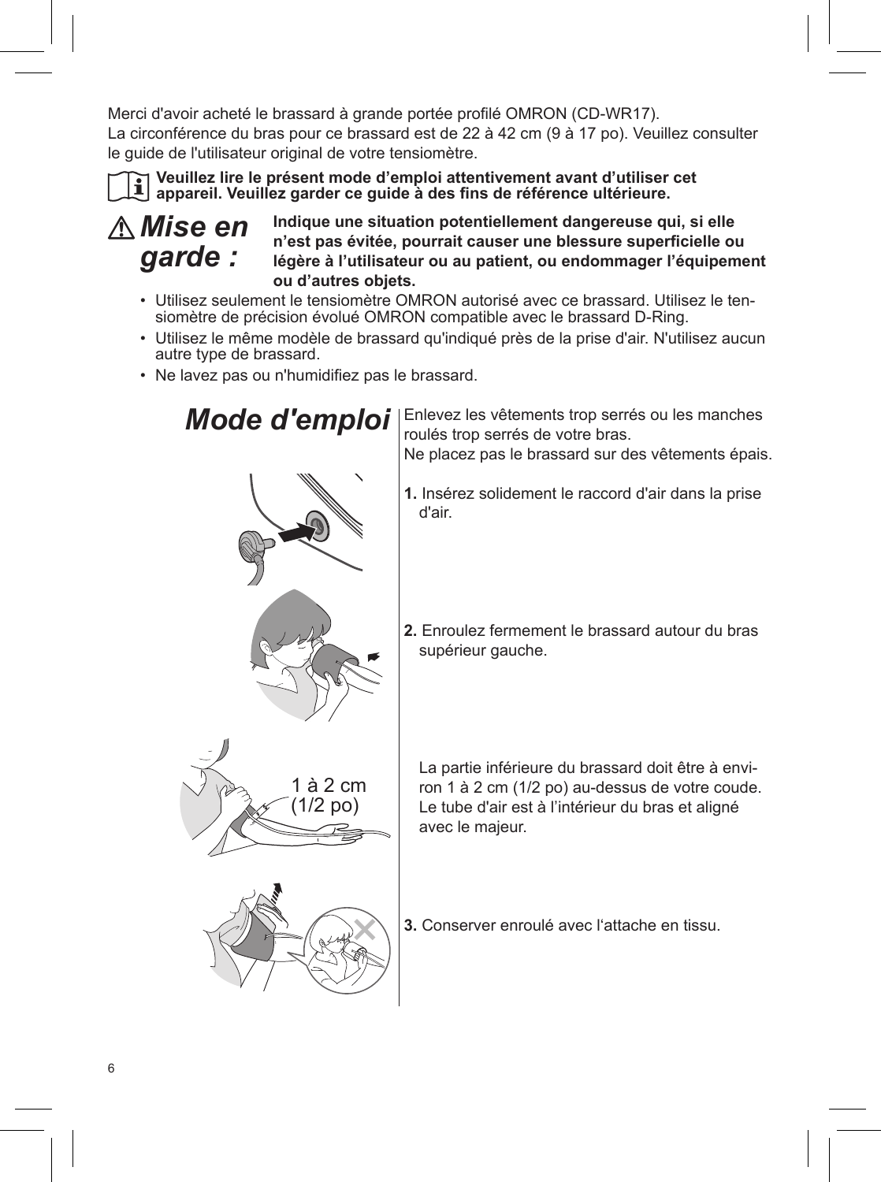Merci d'avoir acheté le brassard à grande portée profilé OMRON (CD-WR17).
La circonférence du bras pour ce brassard est de 22 à 42 cm (9 à 17 po). Veuillez consulter le guide de l'utilisateur original de votre tensiomètre.

**Veuillez lire le présent mode d’emploi attentivement avant d’utiliser cet appareil. Veuillez garder ce guide à des fins de référence ultérieure.**

## ⚠ *Mise en garde :*

**Indique une situation potentiellement dangereuse qui, si elle n’est pas évitée, pourrait causer une blessure superficielle ou légère à l’utilisateur ou au patient, ou endommager l’équipement ou d’autres objets.**

- Utilisez seulement le tensiomètre OMRON autorisé avec ce brassard. Utilisez le tensiomètre de précision évolué OMRON compatible avec le brassard D-Ring.
- Utilisez le même modèle de brassard qu'indiqué près de la prise d'air. N'utilisez aucun autre type de brassard.
- Ne lavez pas ou n'humidifiez pas le brassard.

## *Mode d'emploi*

Enlevez les vêtements trop serrés ou les manches roulés trop serrés de votre bras.
Ne placez pas le brassard sur des vêtements épais.

**1.** Insérez solidement le raccord d'air dans la prise d'air.

**2.** Enroulez fermement le brassard autour du bras supérieur gauche.

1 à 2 cm (1/2 po)

La partie inférieure du brassard doit être à environ 1 à 2 cm (1/2 po) au-dessus de votre coude. Le tube d'air est à l’intérieur du bras et aligné avec le majeur.

**3.** Conserver enroulé avec l‘attache en tissu.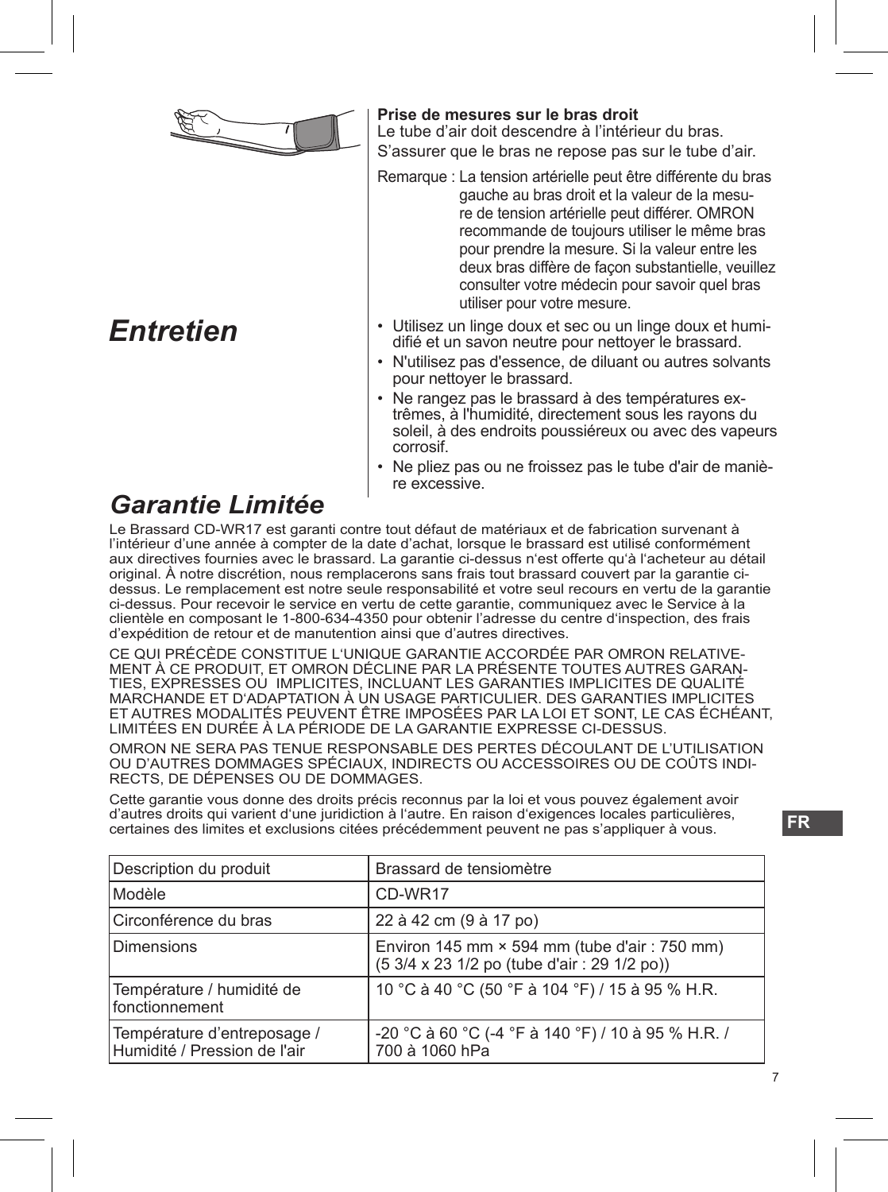**Prise de mesures sur le bras droit**
Le tube d’air doit descendre à l’intérieur du bras.
S’assurer que le bras ne repose pas sur le tube d’air.

Remarque : La tension artérielle peut être différente du bras gauche au bras droit et la valeur de la mesure de tension artérielle peut différer. OMRON recommande de toujours utiliser le même bras pour prendre la mesure. Si la valeur entre les deux bras diffère de façon substantielle, veuillez consulter votre médecin pour savoir quel bras utiliser pour votre mesure.

## *Entretien*

- Utilisez un linge doux et sec ou un linge doux et humidifié et un savon neutre pour nettoyer le brassard.
- N'utilisez pas d'essence, de diluant ou autres solvants pour nettoyer le brassard.
- Ne rangez pas le brassard à des températures extrêmes, à l'humidité, directement sous les rayons du soleil, à des endroits poussiéreux ou avec des vapeurs corrosif.
- Ne pliez pas ou ne froissez pas le tube d'air de manière excessive.

## *Garantie Limitée*

Le Brassard CD-WR17 est garanti contre tout défaut de matériaux et de fabrication survenant à l’intérieur d’une année à compter de la date d’achat, lorsque le brassard est utilisé conformément aux directives fournies avec le brassard. La garantie ci-dessus n‘est offerte qu‘à l‘acheteur au détail original. À notre discrétion, nous remplacerons sans frais tout brassard couvert par la garantie ci-dessus. Le remplacement est notre seule responsabilité et votre seul recours en vertu de la garantie ci-dessus. Pour recevoir le service en vertu de cette garantie, communiquez avec le Service à la clientèle en composant le 1-800-634-4350 pour obtenir l’adresse du centre d‘inspection, des frais d’expédition de retour et de manutention ainsi que d’autres directives.

CE QUI PRÉCÈDE CONSTITUE L‘UNIQUE GARANTIE ACCORDÉE PAR OMRON RELATIVEMENT À CE PRODUIT, ET OMRON DÉCLINE PAR LA PRÉSENTE TOUTES AUTRES GARANTIES, EXPRESSES OU IMPLICITES, INCLUANT LES GARANTIES IMPLICITES DE QUALITÉ MARCHANDE ET D‘ADAPTATION À UN USAGE PARTICULIER. DES GARANTIES IMPLICITES ET AUTRES MODALITÉS PEUVENT ÊTRE IMPOSÉES PAR LA LOI ET SONT, LE CAS ÉCHÉANT, LIMITÉES EN DURÉE À LA PÉRIODE DE LA GARANTIE EXPRESSE CI-DESSUS.

OMRON NE SERA PAS TENUE RESPONSABLE DES PERTES DÉCOULANT DE L’UTILISATION OU D’AUTRES DOMMAGES SPÉCIAUX, INDIRECTS OU ACCESSOIRES OU DE COÛTS INDIRECTS, DE DÉPENSES OU DE DOMMAGES.

Cette garantie vous donne des droits précis reconnus par la loi et vous pouvez également avoir d’autres droits qui varient d‘une juridiction à l‘autre. En raison d‘exigences locales particulières, certaines des limites et exclusions citées précédemment peuvent ne pas s’appliquer à vous.

| Description du produit | Brassard de tensiomètre |
|---|---|
| Modèle | CD-WR17 |
| Circonférence du bras | 22 à 42 cm (9 à 17 po) |
| Dimensions | Environ 145 mm × 594 mm (tube d'air : 750 mm) (5 3/4 x 23 1/2 po (tube d'air : 29 1/2 po)) |
| Température / humidité de fonctionnement | 10 °C à 40 °C (50 °F à 104 °F) / 15 à 95 % H.R. |
| Température d’entreposage / Humidité / Pression de l'air | -20 °C à 60 °C (-4 °F à 140 °F) / 10 à 95 % H.R. / 700 à 1060 hPa |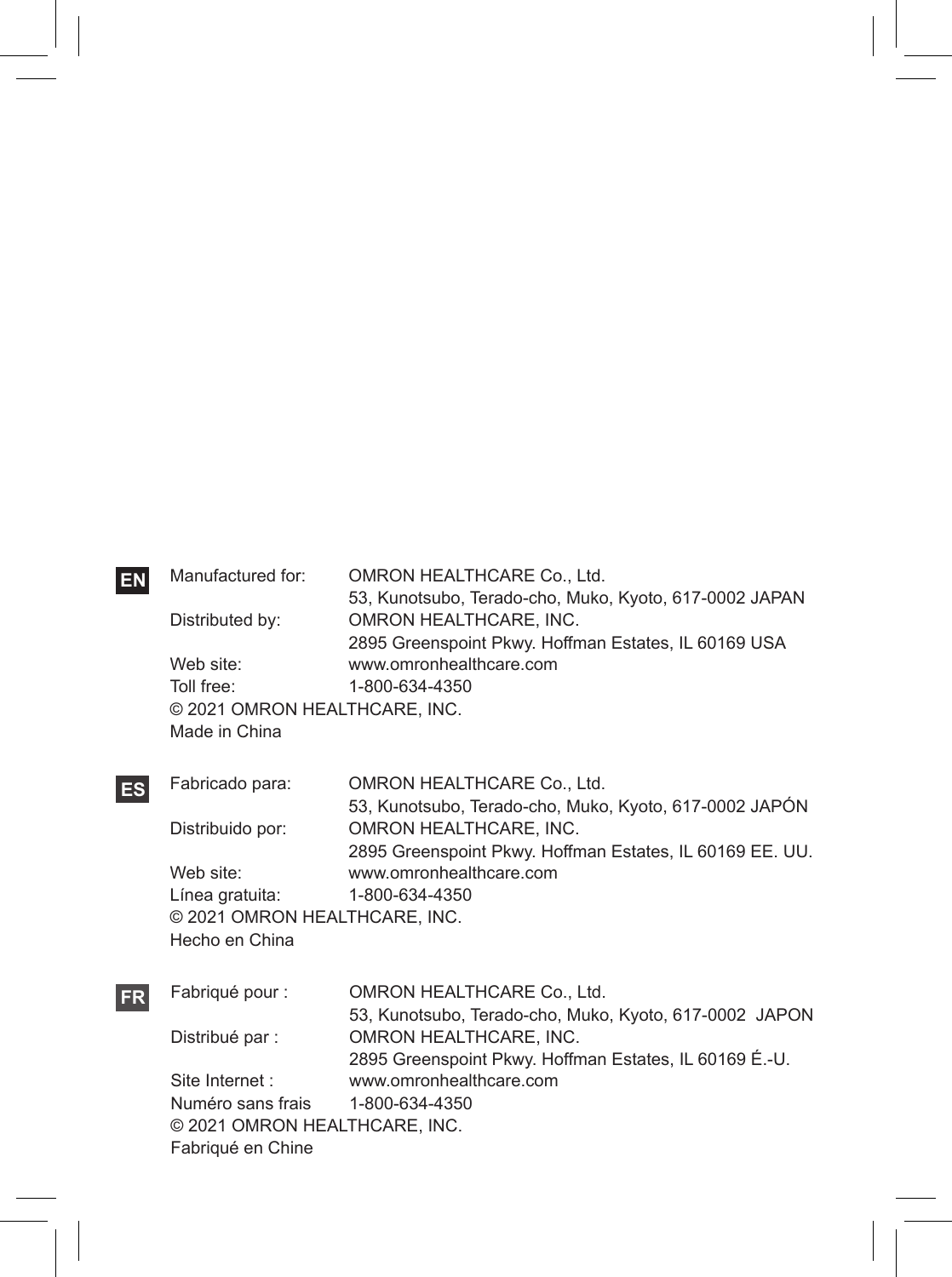**EN**

Manufactured for: OMRON HEALTHCARE Co., Ltd.
53, Kunotsubo, Terado-cho, Muko, Kyoto, 617-0002 JAPAN

Distributed by: OMRON HEALTHCARE, INC.
2895 Greenspoint Pkwy. Hoffman Estates, IL 60169 USA

Web site: www.omronhealthcare.com

Toll free: 1-800-634-4350

© 2021 OMRON HEALTHCARE, INC.

Made in China

**ES**

Fabricado para: OMRON HEALTHCARE Co., Ltd.
53, Kunotsubo, Terado-cho, Muko, Kyoto, 617-0002 JAPÓN

Distribuido por: OMRON HEALTHCARE, INC.
2895 Greenspoint Pkwy. Hoffman Estates, IL 60169 EE. UU.

Web site: www.omronhealthcare.com

Línea gratuita: 1-800-634-4350

© 2021 OMRON HEALTHCARE, INC.

Hecho en China

**FR**

Fabriqué pour : OMRON HEALTHCARE Co., Ltd.
53, Kunotsubo, Terado-cho, Muko, Kyoto, 617-0002 JAPON

Distribué par : OMRON HEALTHCARE, INC.
2895 Greenspoint Pkwy. Hoffman Estates, IL 60169 É.-U.

Site Internet : www.omronhealthcare.com

Numéro sans frais 1-800-634-4350

© 2021 OMRON HEALTHCARE, INC.

Fabriqué en Chine